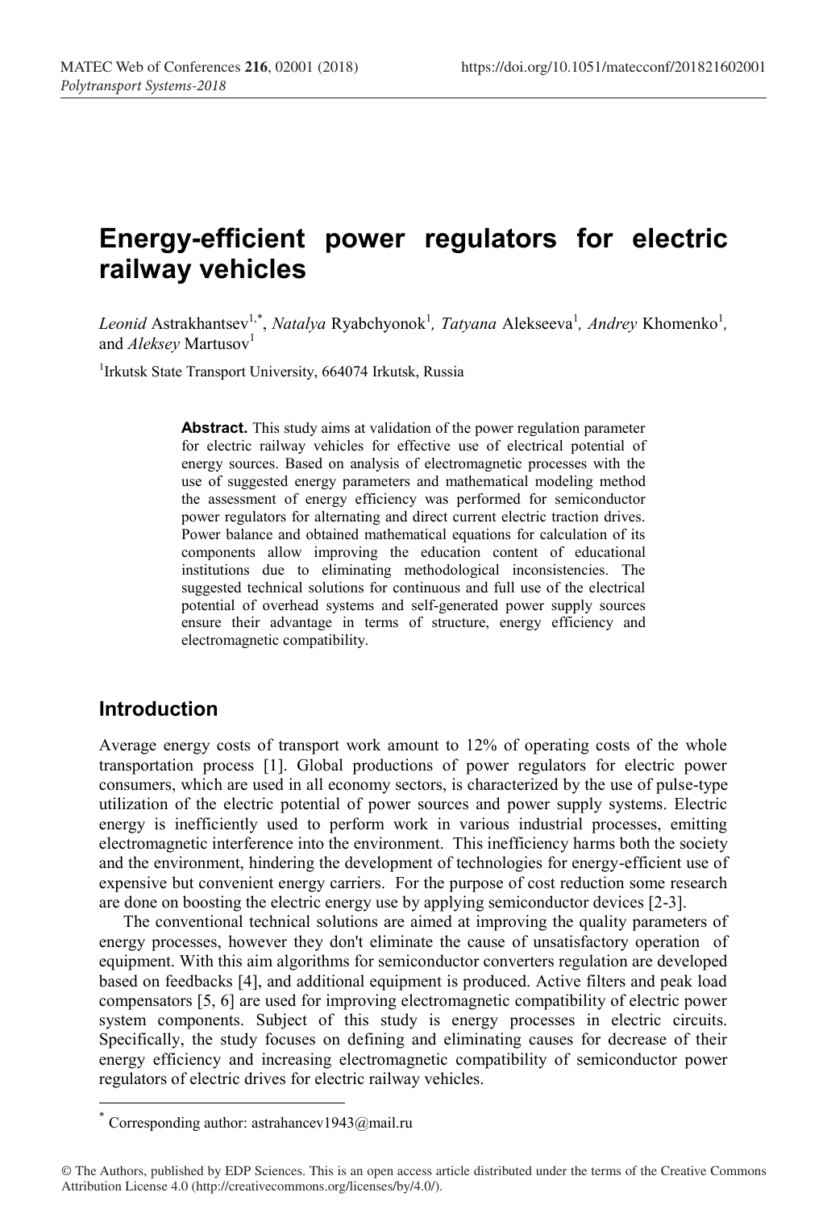// Energy-efficient power regulators for electric railway vehicles

*Leonid* Astrakhantsev[1,*], *Natalya* Ryabchyonok[1], *Tatyana* Alekseeva[1], *Andrey* Khomenko[1], and *Aleksey* Martusov[1]

[1]Irkutsk State Transport University, 664074 Irkutsk, Russia

**Abstract.** This study aims at validation of the power regulation parameter for electric railway vehicles for effective use of electrical potential of energy sources. Based on analysis of electromagnetic processes with the use of suggested energy parameters and mathematical modeling method the assessment of energy efficiency was performed for semiconductor power regulators for alternating and direct current electric traction drives. Power balance and obtained mathematical equations for calculation of its components allow improving the education content of educational institutions due to eliminating methodological inconsistencies. The suggested technical solutions for continuous and full use of the electrical potential of overhead systems and self-generated power supply sources ensure their advantage in terms of structure, energy efficiency and electromagnetic compatibility.

## Introduction

Average energy costs of transport work amount to 12% of operating costs of the whole transportation process [1]. Global productions of power regulators for electric power consumers, which are used in all economy sectors, is characterized by the use of pulse-type utilization of the electric potential of power sources and power supply systems. Electric energy is inefficiently used to perform work in various industrial processes, emitting electromagnetic interference into the environment. This inefficiency harms both the society and the environment, hindering the development of technologies for energy-efficient use of expensive but convenient energy carriers. For the purpose of cost reduction some research are done on boosting the electric energy use by applying semiconductor devices [2-3].

The conventional technical solutions are aimed at improving the quality parameters of energy processes, however they don't eliminate the cause of unsatisfactory operation of equipment. With this aim algorithms for semiconductor converters regulation are developed based on feedbacks [4], and additional equipment is produced. Active filters and peak load compensators [5, 6] are used for improving electromagnetic compatibility of electric power system components. Subject of this study is energy processes in electric circuits. Specifically, the study focuses on defining and eliminating causes for decrease of their energy efficiency and increasing electromagnetic compatibility of semiconductor power regulators of electric drives for electric railway vehicles.

* Corresponding author: astrahancev1943@mail.ru

© The Authors, published by EDP Sciences. This is an open access article distributed under the terms of the Creative Commons Attribution License 4.0 (http://creativecommons.org/licenses/by/4.0/).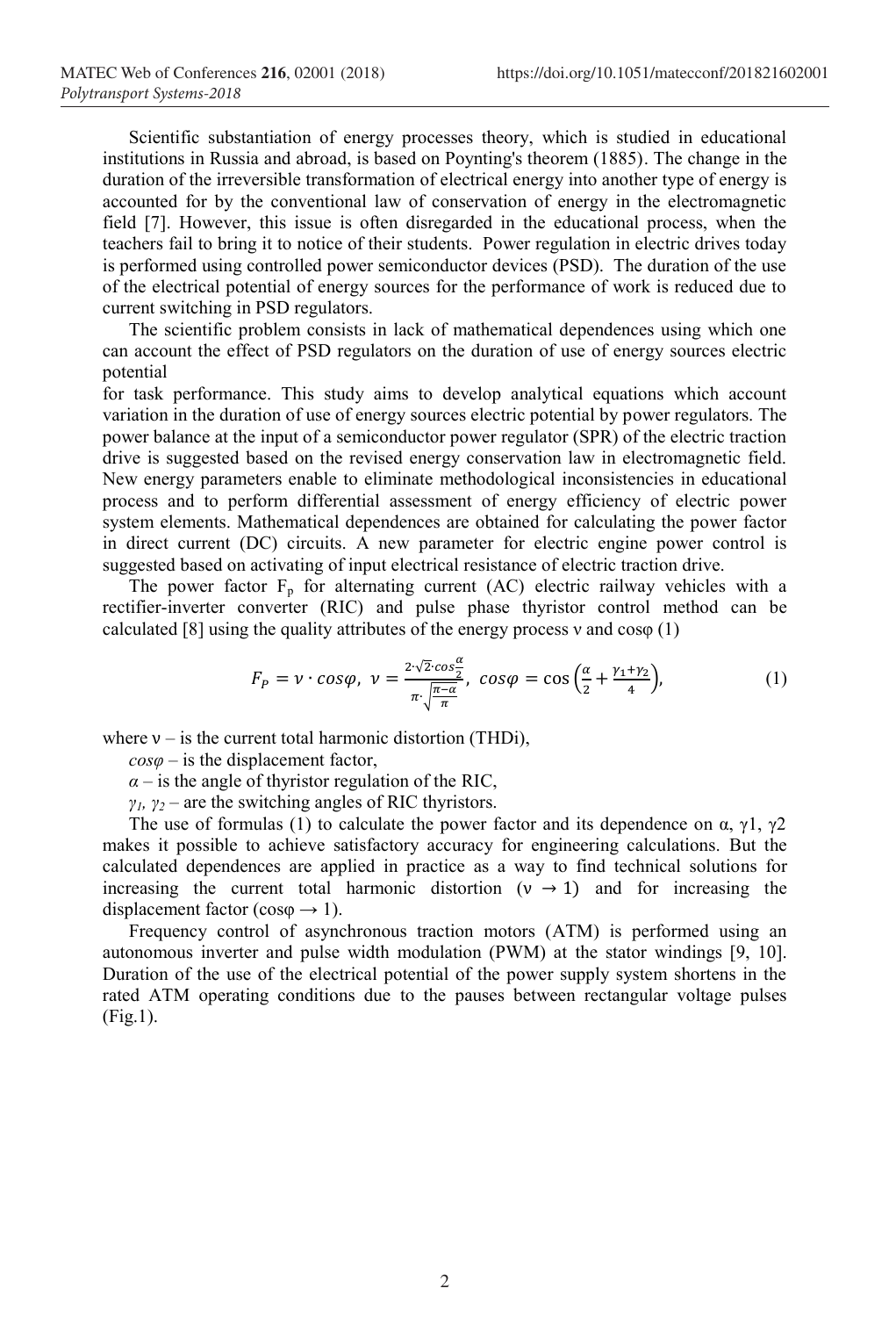Scientific substantiation of energy processes theory, which is studied in educational institutions in Russia and abroad, is based on Poynting's theorem (1885). The change in the duration of the irreversible transformation of electrical energy into another type of energy is accounted for by the conventional law of conservation of energy in the electromagnetic field [7]. However, this issue is often disregarded in the educational process, when the teachers fail to bring it to notice of their students. Power regulation in electric drives today is performed using controlled power semiconductor devices (PSD). The duration of the use of the electrical potential of energy sources for the performance of work is reduced due to current switching in PSD regulators.

The scientific problem consists in lack of mathematical dependences using which one can account the effect of PSD regulators on the duration of use of energy sources electric potential

for task performance. This study aims to develop analytical equations which account variation in the duration of use of energy sources electric potential by power regulators. The power balance at the input of a semiconductor power regulator (SPR) of the electric traction drive is suggested based on the revised energy conservation law in electromagnetic field. New energy parameters enable to eliminate methodological inconsistencies in educational process and to perform differential assessment of energy efficiency of electric power system elements. Mathematical dependences are obtained for calculating the power factor in direct current (DC) circuits. A new parameter for electric engine power control is suggested based on activating of input electrical resistance of electric traction drive.

The power factor $F_p$ for alternating current (AC) electric railway vehicles with a rectifier-inverter converter (RIC) and pulse phase thyristor control method can be calculated [8] using the quality attributes of the energy process ν and cosφ (1)

$$F_P = \nu \cdot cos\varphi,\ \nu = \frac{2\cdot\sqrt{2}\cdot cos\frac{\alpha}{2}}{\pi\cdot\sqrt{\frac{\pi-\alpha}{\pi}}},\ cos\varphi = \cos\left(\frac{\alpha}{2} + \frac{\gamma_1+\gamma_2}{4}\right), \tag{1}$$

where $\nu$ – is the current total harmonic distortion (THDi),

$cos\varphi$ – is the displacement factor,

$\alpha$ – is the angle of thyristor regulation of the RIC,

$\gamma_1$, $\gamma_2$ – are the switching angles of RIC thyristors.

The use of formulas (1) to calculate the power factor and its dependence on $\alpha$, $\gamma 1$, $\gamma 2$ makes it possible to achieve satisfactory accuracy for engineering calculations. But the calculated dependences are applied in practice as a way to find technical solutions for increasing the current total harmonic distortion ($\nu \rightarrow 1$) and for increasing the displacement factor ($\cos\varphi \rightarrow 1$).

Frequency control of asynchronous traction motors (ATM) is performed using an autonomous inverter and pulse width modulation (PWM) at the stator windings [9, 10]. Duration of the use of the electrical potential of the power supply system shortens in the rated ATM operating conditions due to the pauses between rectangular voltage pulses (Fig.1).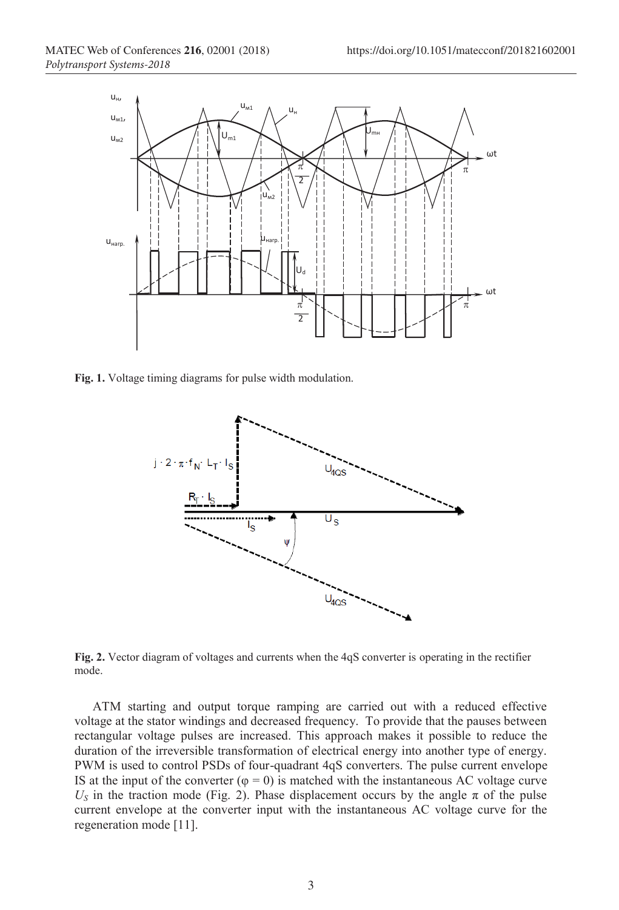**Fig. 1.** Voltage timing diagrams for pulse width modulation.

**Fig. 2.** Vector diagram of voltages and currents when the 4qS converter is operating in the rectifier mode.

ATM starting and output torque ramping are carried out with a reduced effective voltage at the stator windings and decreased frequency. To provide that the pauses between rectangular voltage pulses are increased. This approach makes it possible to reduce the duration of the irreversible transformation of electrical energy into another type of energy. PWM is used to control PSDs of four-quadrant 4qS converters. The pulse current envelope IS at the input of the converter ($\varphi = 0$) is matched with the instantaneous AC voltage curve $U_S$ in the traction mode (Fig. 2). Phase displacement occurs by the angle $\pi$ of the pulse current envelope at the converter input with the instantaneous AC voltage curve for the regeneration mode [11].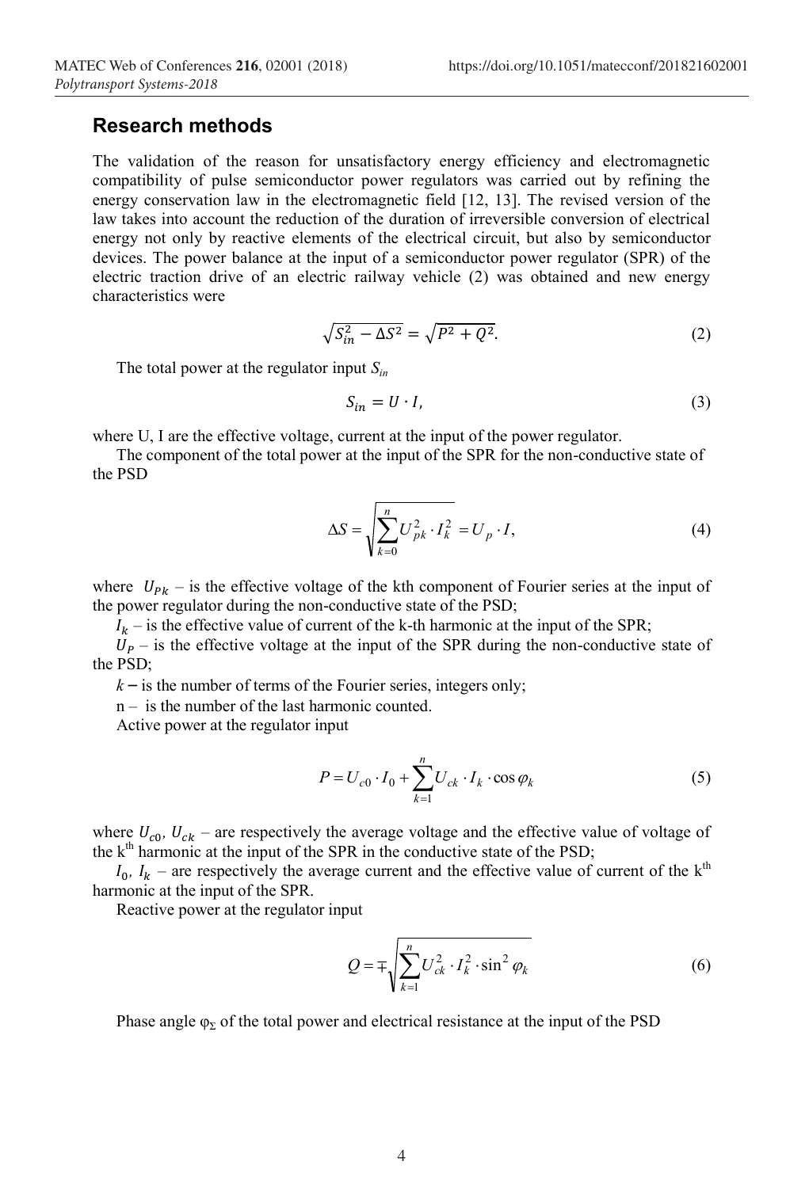## Research methods

The validation of the reason for unsatisfactory energy efficiency and electromagnetic compatibility of pulse semiconductor power regulators was carried out by refining the energy conservation law in the electromagnetic field [12, 13]. The revised version of the law takes into account the reduction of the duration of irreversible conversion of electrical energy not only by reactive elements of the electrical circuit, but also by semiconductor devices. The power balance at the input of a semiconductor power regulator (SPR) of the electric traction drive of an electric railway vehicle (2) was obtained and new energy characteristics were

$$\sqrt{S_{in}^2 - \Delta S^2} = \sqrt{P^2 + Q^2}. \tag{2}$$

The total power at the regulator input $S_{in}$

$$S_{in} = U \cdot I, \tag{3}$$

where U, I are the effective voltage, current at the input of the power regulator.

The component of the total power at the input of the SPR for the non-conductive state of the PSD

$$\Delta S = \sqrt{\sum_{k=0}^{n} U_{pk}^2 \cdot I_k^2} = U_p \cdot I, \tag{4}$$

where $U_{Pk}$ – is the effective voltage of the kth component of Fourier series at the input of the power regulator during the non-conductive state of the PSD;

$I_k$ – is the effective value of current of the k-th harmonic at the input of the SPR;

$U_P$ – is the effective voltage at the input of the SPR during the non-conductive state of the PSD;

$k$ – is the number of terms of the Fourier series, integers only;

n – is the number of the last harmonic counted.

Active power at the regulator input

$$P = U_{c0} \cdot I_0 + \sum_{k=1}^{n} U_{ck} \cdot I_k \cdot \cos\varphi_k \tag{5}$$

where $U_{c0}$, $U_{ck}$ – are respectively the average voltage and the effective value of voltage of the k[th] harmonic at the input of the SPR in the conductive state of the PSD;

$I_0$, $I_k$ – are respectively the average current and the effective value of current of the k[th] harmonic at the input of the SPR.

Reactive power at the regulator input

$$Q = \mp\sqrt{\sum_{k=1}^{n} U_{ck}^2 \cdot I_k^2 \cdot \sin^2\varphi_k} \tag{6}$$

Phase angle $\varphi_\Sigma$ of the total power and electrical resistance at the input of the PSD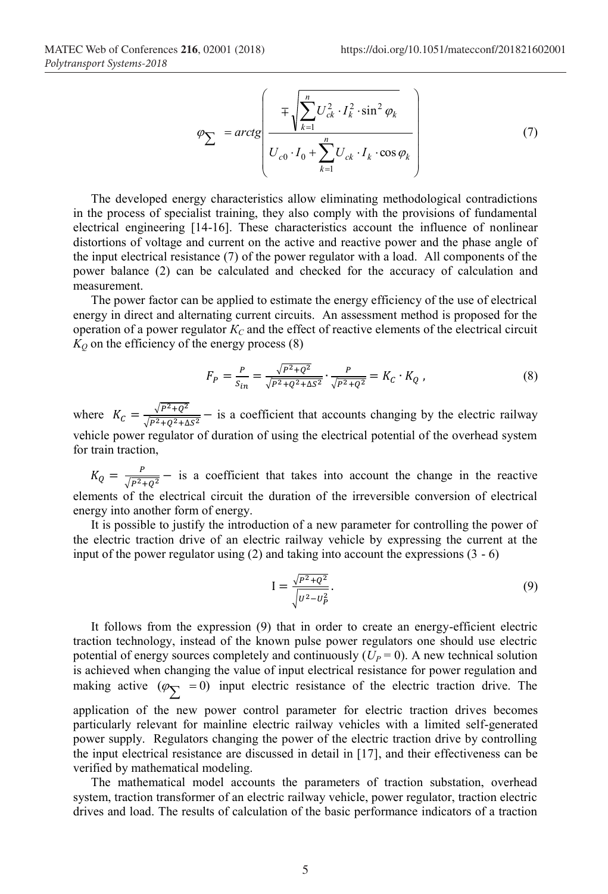$$\varphi_{\sum} = arctg\left(\frac{\mp\sqrt{\sum_{k=1}^{n} U_{ck}^2 \cdot I_k^2 \cdot \sin^2 \varphi_k}}{U_{c0} \cdot I_0 + \sum_{k=1}^{n} U_{ck} \cdot I_k \cdot \cos \varphi_k}\right) \tag{7}$$

The developed energy characteristics allow eliminating methodological contradictions in the process of specialist training, they also comply with the provisions of fundamental electrical engineering [14-16]. These characteristics account the influence of nonlinear distortions of voltage and current on the active and reactive power and the phase angle of the input electrical resistance (7) of the power regulator with a load. All components of the power balance (2) can be calculated and checked for the accuracy of calculation and measurement.

The power factor can be applied to estimate the energy efficiency of the use of electrical energy in direct and alternating current circuits. An assessment method is proposed for the operation of a power regulator $K_C$ and the effect of reactive elements of the electrical circuit $K_Q$ on the efficiency of the energy process (8)

$$F_P = \frac{P}{S_{in}} = \frac{\sqrt{P^2+Q^2}}{\sqrt{P^2+Q^2+\Delta S^2}} \cdot \frac{P}{\sqrt{P^2+Q^2}} = K_C \cdot K_Q\,, \tag{8}$$

where $K_C = \frac{\sqrt{P^2+Q^2}}{\sqrt{P^2+Q^2+\Delta S^2}}$ – is a coefficient that accounts changing by the electric railway vehicle power regulator of duration of using the electrical potential of the overhead system for train traction,

$K_Q = \frac{P}{\sqrt{P^2+Q^2}}$ – is a coefficient that takes into account the change in the reactive elements of the electrical circuit the duration of the irreversible conversion of electrical energy into another form of energy.

It is possible to justify the introduction of a new parameter for controlling the power of the electric traction drive of an electric railway vehicle by expressing the current at the input of the power regulator using (2) and taking into account the expressions (3 - 6)

$$\mathrm{I} = \frac{\sqrt{P^2+Q^2}}{\sqrt{U^2-U_P^2}}. \tag{9}$$

It follows from the expression (9) that in order to create an energy-efficient electric traction technology, instead of the known pulse power regulators one should use electric potential of energy sources completely and continuously ($U_P = 0$). A new technical solution is achieved when changing the value of input electrical resistance for power regulation and making active ($\varphi_{\sum} = 0$) input electric resistance of the electric traction drive. The application of the new power control parameter for electric traction drives becomes particularly relevant for mainline electric railway vehicles with a limited self-generated power supply. Regulators changing the power of the electric traction drive by controlling the input electrical resistance are discussed in detail in [17], and their effectiveness can be verified by mathematical modeling.

The mathematical model accounts the parameters of traction substation, overhead system, traction transformer of an electric railway vehicle, power regulator, traction electric drives and load. The results of calculation of the basic performance indicators of a traction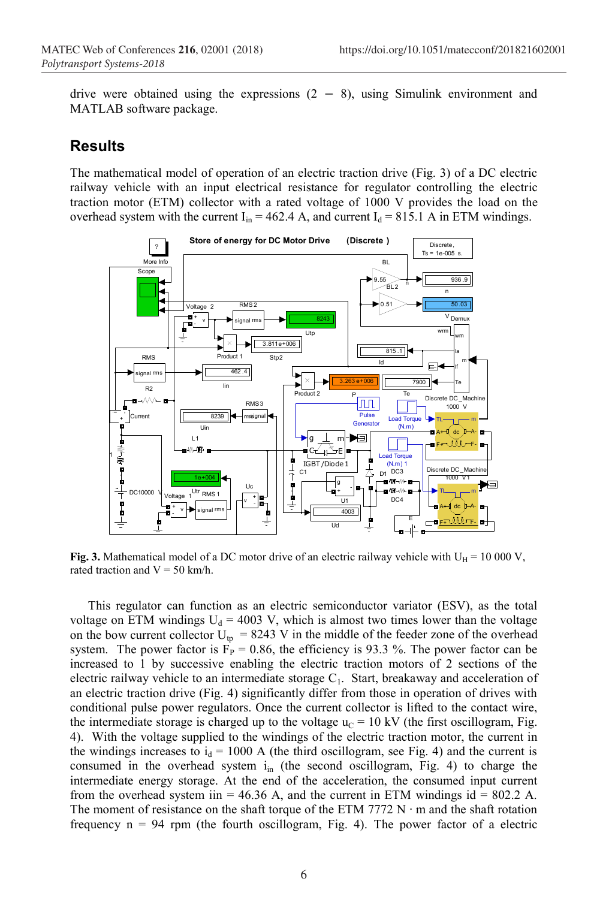drive were obtained using the expressions (2 – 8), using Simulink environment and MATLAB software package.

## Results

The mathematical model of operation of an electric traction drive (Fig. 3) of a DC electric railway vehicle with an input electrical resistance for regulator controlling the electric traction motor (ETM) collector with a rated voltage of 1000 V provides the load on the overhead system with the current $I_{in}$ = 462.4 A, and current $I_d$ = 815.1 A in ETM windings.

**Fig. 3.** Mathematical model of a DC motor drive of an electric railway vehicle with $U_H$ = 10 000 V, rated traction and V = 50 km/h.

This regulator can function as an electric semiconductor variator (ESV), as the total voltage on ETM windings $U_d$ = 4003 V, which is almost two times lower than the voltage on the bow current collector $U_{tp}$ = 8243 V in the middle of the feeder zone of the overhead system. The power factor is $F_P$ = 0.86, the efficiency is 93.3 %. The power factor can be increased to 1 by successive enabling the electric traction motors of 2 sections of the electric railway vehicle to an intermediate storage $C_1$. Start, breakaway and acceleration of an electric traction drive (Fig. 4) significantly differ from those in operation of drives with conditional pulse power regulators. Once the current collector is lifted to the contact wire, the intermediate storage is charged up to the voltage $u_C$ = 10 kV (the first oscillogram, Fig. 4). With the voltage supplied to the windings of the electric traction motor, the current in the windings increases to $i_d$ = 1000 A (the third oscillogram, see Fig. 4) and the current is consumed in the overhead system $i_{in}$ (the second oscillogram, Fig. 4) to charge the intermediate energy storage. At the end of the acceleration, the consumed input current from the overhead system iin = 46.36 A, and the current in ETM windings id = 802.2 A. The moment of resistance on the shaft torque of the ETM 7772 N · m and the shaft rotation frequency n = 94 rpm (the fourth oscillogram, Fig. 4). The power factor of a electric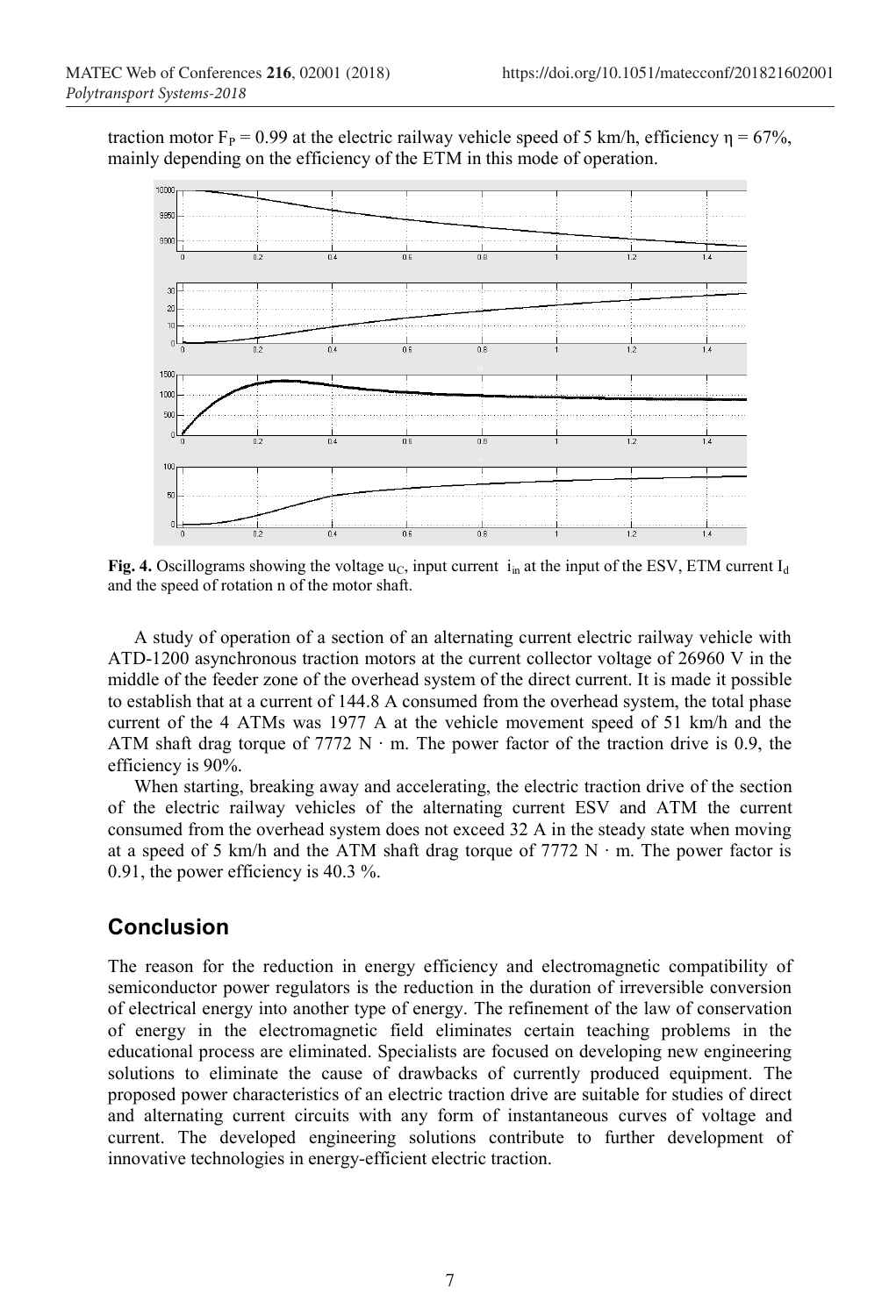traction motor $F_P = 0.99$ at the electric railway vehicle speed of 5 km/h, efficiency $\eta = 67\%$, mainly depending on the efficiency of the ETM in this mode of operation.

**Fig. 4.** Oscillograms showing the voltage $u_C$, input current $i_{in}$ at the input of the ESV, ETM current $I_d$ and the speed of rotation n of the motor shaft.

A study of operation of a section of an alternating current electric railway vehicle with ATD-1200 asynchronous traction motors at the current collector voltage of 26960 V in the middle of the feeder zone of the overhead system of the direct current. It is made it possible to establish that at a current of 144.8 A consumed from the overhead system, the total phase current of the 4 ATMs was 1977 A at the vehicle movement speed of 51 km/h and the ATM shaft drag torque of 7772 N · m. The power factor of the traction drive is 0.9, the efficiency is 90%.

When starting, breaking away and accelerating, the electric traction drive of the section of the electric railway vehicles of the alternating current ESV and ATM the current consumed from the overhead system does not exceed 32 A in the steady state when moving at a speed of 5 km/h and the ATM shaft drag torque of 7772 N · m. The power factor is 0.91, the power efficiency is 40.3 %.

## Conclusion

The reason for the reduction in energy efficiency and electromagnetic compatibility of semiconductor power regulators is the reduction in the duration of irreversible conversion of electrical energy into another type of energy. The refinement of the law of conservation of energy in the electromagnetic field eliminates certain teaching problems in the educational process are eliminated. Specialists are focused on developing new engineering solutions to eliminate the cause of drawbacks of currently produced equipment. The proposed power characteristics of an electric traction drive are suitable for studies of direct and alternating current circuits with any form of instantaneous curves of voltage and current. The developed engineering solutions contribute to further development of innovative technologies in energy-efficient electric traction.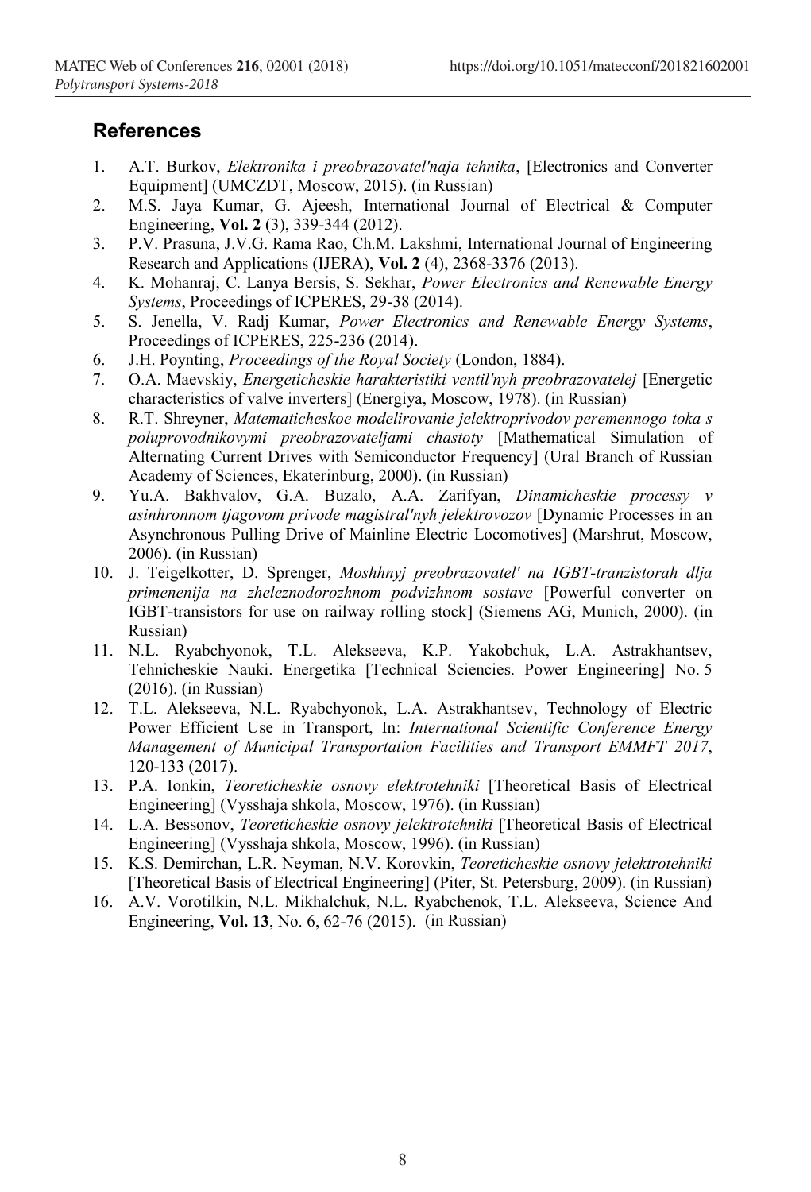## References

1. A.T. Burkov, *Elektronika i preobrazovatel'naja tehnika*, [Electronics and Converter Equipment] (UMCZDT, Moscow, 2015). (in Russian)
2. M.S. Jaya Kumar, G. Ajeesh, International Journal of Electrical & Computer Engineering, **Vol. 2** (3), 339-344 (2012).
3. P.V. Prasuna, J.V.G. Rama Rao, Ch.M. Lakshmi, International Journal of Engineering Research and Applications (IJERA), **Vol. 2** (4), 2368-3376 (2013).
4. K. Mohanraj, C. Lanya Bersis, S. Sekhar, *Power Electronics and Renewable Energy Systems*, Proceedings of ICPERES, 29-38 (2014).
5. S. Jenella, V. Radj Kumar, *Power Electronics and Renewable Energy Systems*, Proceedings of ICPERES, 225-236 (2014).
6. J.H. Poynting, *Proceedings of the Royal Society* (London, 1884).
7. O.A. Maevskiy, *Energeticheskie harakteristiki ventil'nyh preobrazovatelej* [Energetic characteristics of valve inverters] (Energiya, Moscow, 1978). (in Russian)
8. R.T. Shreyner, *Matematicheskoe modelirovanie jelektroprivodov peremennogo toka s poluprovodnikovymi preobrazovateljami chastoty* [Mathematical Simulation of Alternating Current Drives with Semiconductor Frequency] (Ural Branch of Russian Academy of Sciences, Ekaterinburg, 2000). (in Russian)
9. Yu.A. Bakhvalov, G.A. Buzalo, A.A. Zarifyan, *Dinamicheskie processy v asinhronnom tjagovom privode magistral'nyh jelektrovozov* [Dynamic Processes in an Asynchronous Pulling Drive of Mainline Electric Locomotives] (Marshrut, Moscow, 2006). (in Russian)
10. J. Teigelkotter, D. Sprenger, *Moshhnyj preobrazovatel' na IGBT-tranzistorah dlja primenenija na zheleznodorozhnom podvizhnom sostave* [Powerful converter on IGBT-transistors for use on railway rolling stock] (Siemens AG, Munich, 2000). (in Russian)
11. N.L. Ryabchyonok, T.L. Alekseeva, K.P. Yakobchuk, L.A. Astrakhantsev, Tehnicheskie Nauki. Energetika [Technical Sciencies. Power Engineering] No. 5 (2016). (in Russian)
12. T.L. Alekseeva, N.L. Ryabchyonok, L.A. Astrakhantsev, Technology of Electric Power Efficient Use in Transport, In: *International Scientific Conference Energy Management of Municipal Transportation Facilities and Transport EMMFT 2017*, 120-133 (2017).
13. P.A. Ionkin, *Teoreticheskie osnovy elektrotehniki* [Theoretical Basis of Electrical Engineering] (Vysshaja shkola, Moscow, 1976). (in Russian)
14. L.A. Bessonov, *Teoreticheskie osnovy jelektrotehniki* [Theoretical Basis of Electrical Engineering] (Vysshaja shkola, Moscow, 1996). (in Russian)
15. K.S. Demirchan, L.R. Neyman, N.V. Korovkin, *Teoreticheskie osnovy jelektrotehniki* [Theoretical Basis of Electrical Engineering] (Piter, St. Petersburg, 2009). (in Russian)
16. A.V. Vorotilkin, N.L. Mikhalchuk, N.L. Ryabchenok, T.L. Alekseeva, Science And Engineering, **Vol. 13**, No. 6, 62-76 (2015). (in Russian)